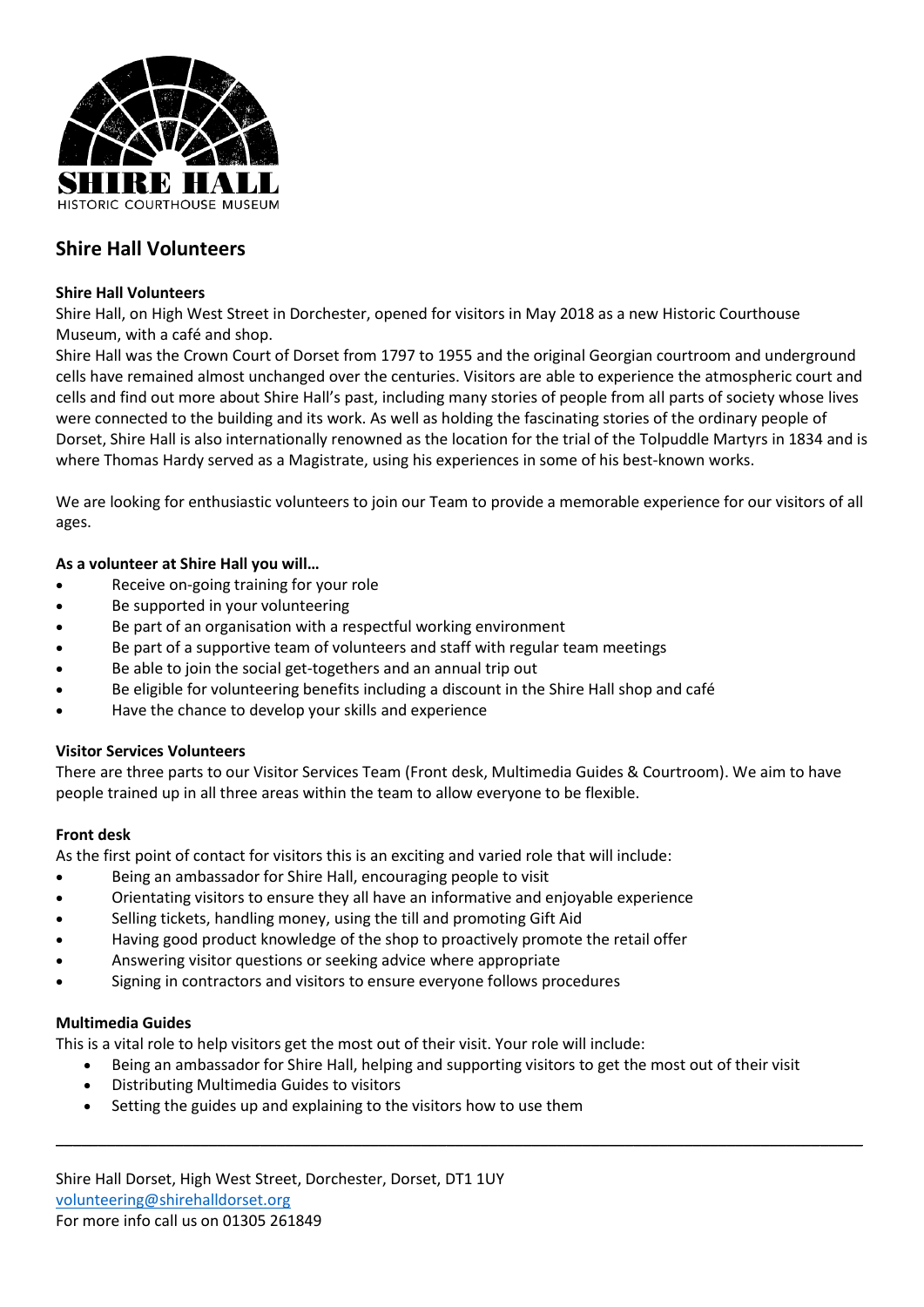SHIRE HALL
HISTORIC COURTHOUSE MUSEUM

# Shire Hall Volunteers

**Shire Hall Volunteers**

Shire Hall, on High West Street in Dorchester, opened for visitors in May 2018 as a new Historic Courthouse Museum, with a café and shop.

Shire Hall was the Crown Court of Dorset from 1797 to 1955 and the original Georgian courtroom and underground cells have remained almost unchanged over the centuries. Visitors are able to experience the atmospheric court and cells and find out more about Shire Hall's past, including many stories of people from all parts of society whose lives were connected to the building and its work. As well as holding the fascinating stories of the ordinary people of Dorset, Shire Hall is also internationally renowned as the location for the trial of the Tolpuddle Martyrs in 1834 and is where Thomas Hardy served as a Magistrate, using his experiences in some of his best-known works.

We are looking for enthusiastic volunteers to join our Team to provide a memorable experience for our visitors of all ages.

**As a volunteer at Shire Hall you will…**

- Receive on-going training for your role
- Be supported in your volunteering
- Be part of an organisation with a respectful working environment
- Be part of a supportive team of volunteers and staff with regular team meetings
- Be able to join the social get-togethers and an annual trip out
- Be eligible for volunteering benefits including a discount in the Shire Hall shop and café
- Have the chance to develop your skills and experience

**Visitor Services Volunteers**

There are three parts to our Visitor Services Team (Front desk, Multimedia Guides & Courtroom). We aim to have people trained up in all three areas within the team to allow everyone to be flexible.

**Front desk**

As the first point of contact for visitors this is an exciting and varied role that will include:

- Being an ambassador for Shire Hall, encouraging people to visit
- Orientating visitors to ensure they all have an informative and enjoyable experience
- Selling tickets, handling money, using the till and promoting Gift Aid
- Having good product knowledge of the shop to proactively promote the retail offer
- Answering visitor questions or seeking advice where appropriate
- Signing in contractors and visitors to ensure everyone follows procedures

**Multimedia Guides**

This is a vital role to help visitors get the most out of their visit. Your role will include:

- Being an ambassador for Shire Hall, helping and supporting visitors to get the most out of their visit
- Distributing Multimedia Guides to visitors
- Setting the guides up and explaining to the visitors how to use them

---

Shire Hall Dorset, High West Street, Dorchester, Dorset, DT1 1UY
volunteering@shirehalldorset.org
For more info call us on 01305 261849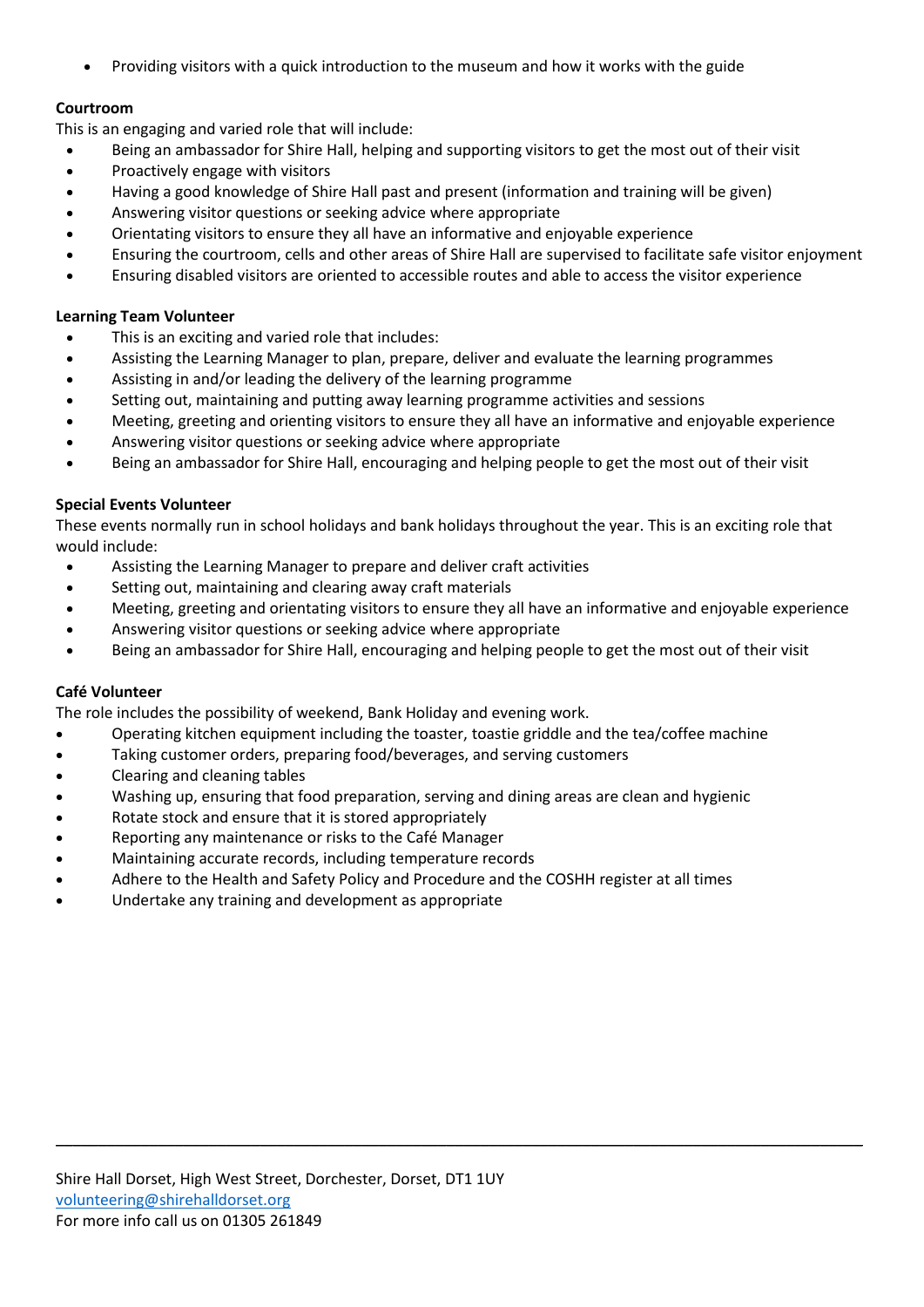- Providing visitors with a quick introduction to the museum and how it works with the guide

**Courtroom**

This is an engaging and varied role that will include:

- Being an ambassador for Shire Hall, helping and supporting visitors to get the most out of their visit
- Proactively engage with visitors
- Having a good knowledge of Shire Hall past and present (information and training will be given)
- Answering visitor questions or seeking advice where appropriate
- Orientating visitors to ensure they all have an informative and enjoyable experience
- Ensuring the courtroom, cells and other areas of Shire Hall are supervised to facilitate safe visitor enjoyment
- Ensuring disabled visitors are oriented to accessible routes and able to access the visitor experience

**Learning Team Volunteer**

- This is an exciting and varied role that includes:
- Assisting the Learning Manager to plan, prepare, deliver and evaluate the learning programmes
- Assisting in and/or leading the delivery of the learning programme
- Setting out, maintaining and putting away learning programme activities and sessions
- Meeting, greeting and orienting visitors to ensure they all have an informative and enjoyable experience
- Answering visitor questions or seeking advice where appropriate
- Being an ambassador for Shire Hall, encouraging and helping people to get the most out of their visit

**Special Events Volunteer**

These events normally run in school holidays and bank holidays throughout the year. This is an exciting role that would include:

- Assisting the Learning Manager to prepare and deliver craft activities
- Setting out, maintaining and clearing away craft materials
- Meeting, greeting and orientating visitors to ensure they all have an informative and enjoyable experience
- Answering visitor questions or seeking advice where appropriate
- Being an ambassador for Shire Hall, encouraging and helping people to get the most out of their visit

**Café Volunteer**

The role includes the possibility of weekend, Bank Holiday and evening work.

- Operating kitchen equipment including the toaster, toastie griddle and the tea/coffee machine
- Taking customer orders, preparing food/beverages, and serving customers
- Clearing and cleaning tables
- Washing up, ensuring that food preparation, serving and dining areas are clean and hygienic
- Rotate stock and ensure that it is stored appropriately
- Reporting any maintenance or risks to the Café Manager
- Maintaining accurate records, including temperature records
- Adhere to the Health and Safety Policy and Procedure and the COSHH register at all times
- Undertake any training and development as appropriate

---

Shire Hall Dorset, High West Street, Dorchester, Dorset, DT1 1UY
volunteering@shirehalldorset.org
For more info call us on 01305 261849